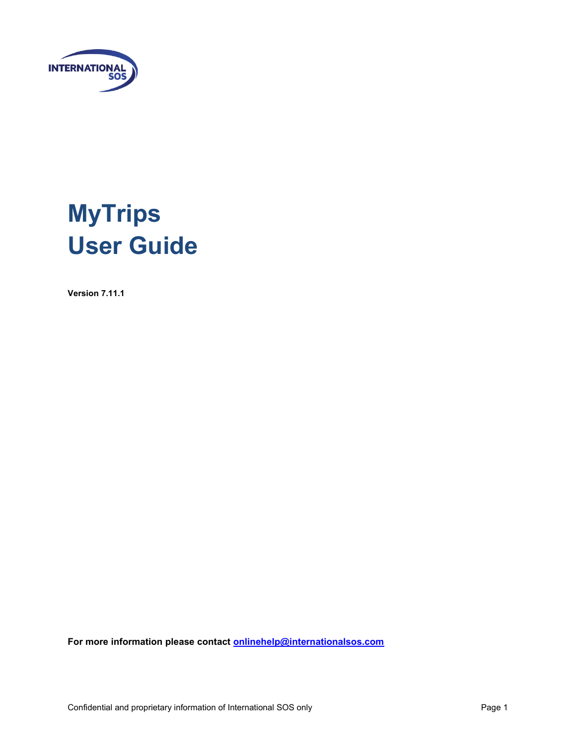# MyTrips
# User Guide

**Version 7.11.1**

**For more information please contact [onlinehelp@internationalsos.com](mailto:onlinehelp@internationalsos.com)**

Confidential and proprietary information of International SOS only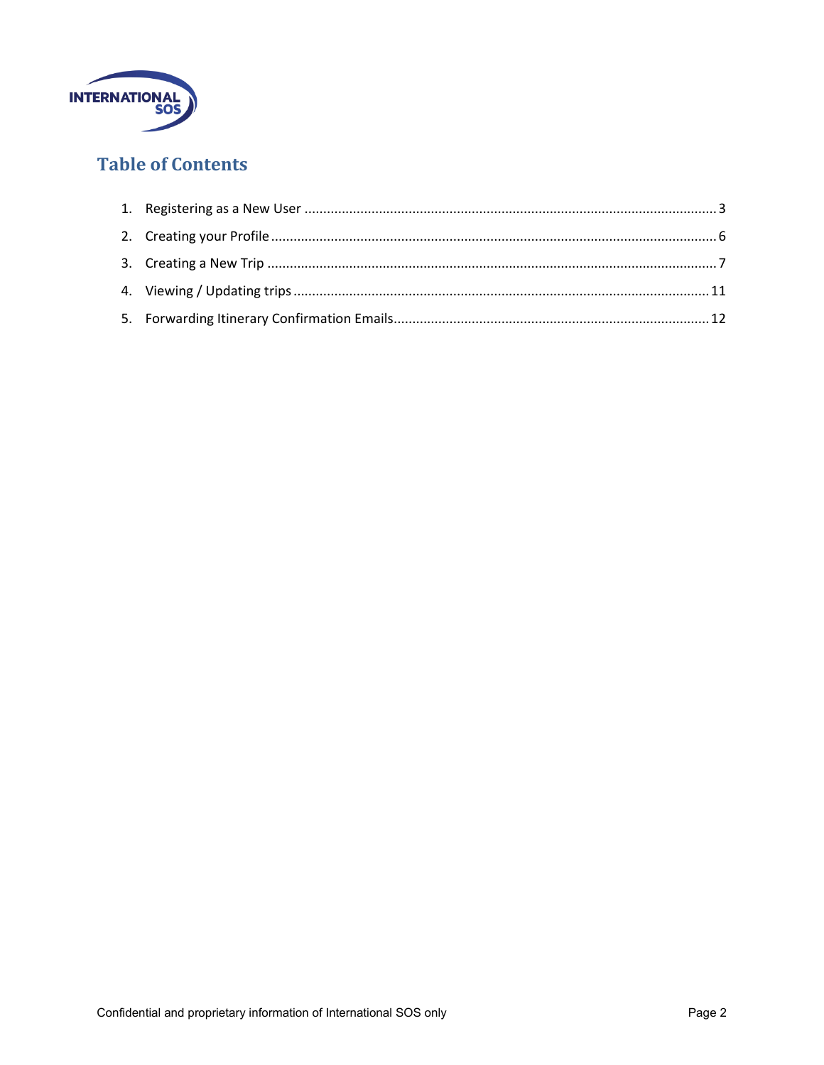## Table of Contents

1. Registering as a New User ..... 3
2. Creating your Profile ..... 6
3. Creating a New Trip ..... 7
4. Viewing / Updating trips ..... 11
5. Forwarding Itinerary Confirmation Emails ..... 12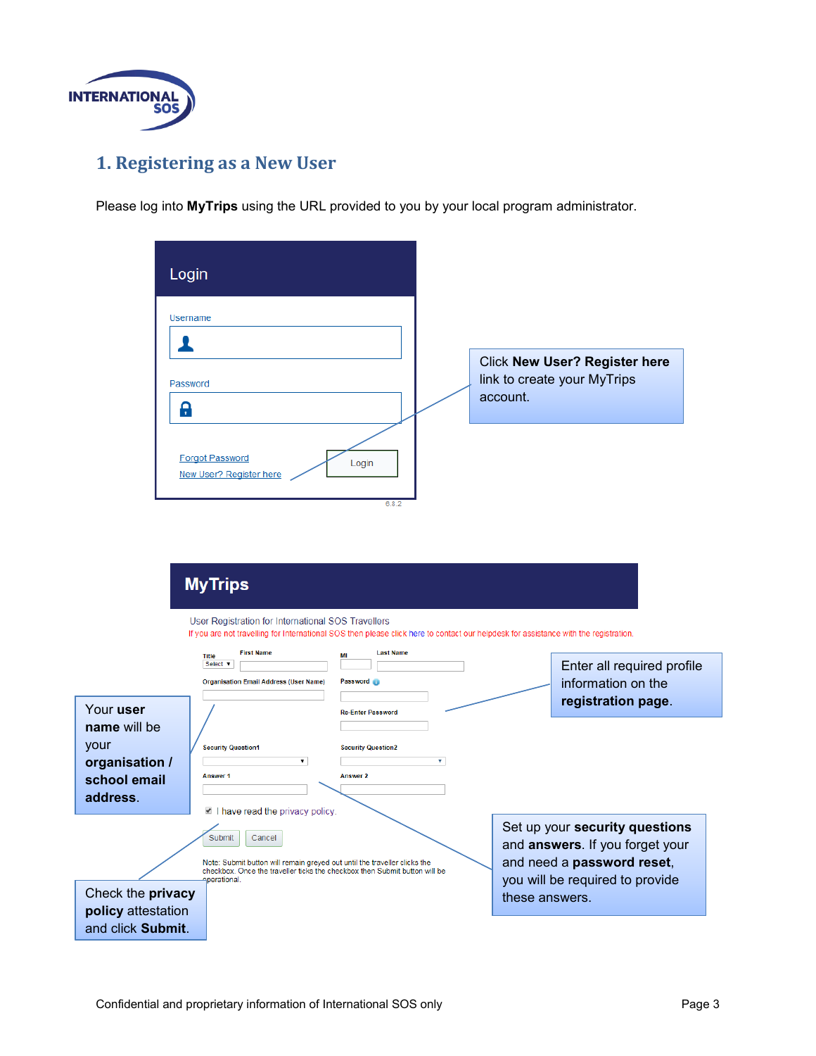## 1. Registering as a New User

Please log into **MyTrips** using the URL provided to you by your local program administrator.

Login

Username

Password

Forgot Password

New User? Register here

Login

6.8.2

Click **New User? Register here** link to create your MyTrips account.

**MyTrips**

User Registration for International SOS Travellers

If you are not travelling for International SOS then please click here to contact our helpdesk for assistance with the registration.

Title | First Name | MI | Last Name

Organisation Email Address (User Name) | Password

Re-Enter Password

Security Question1 | Security Question2

Answer 1 | Answer 2

I have read the privacy policy.

Submit | Cancel

Note: Submit button will remain greyed out until the traveller clicks the checkbox. Once the traveller ticks the checkbox then Submit button will be operational.

Enter all required profile information on the **registration page**.

Your **user name** will be your **organisation / school email address**.

Set up your **security questions** and **answers**. If you forget your and need a **password reset**, you will be required to provide these answers.

Check the **privacy policy** attestation and click **Submit**.

Confidential and proprietary information of International SOS only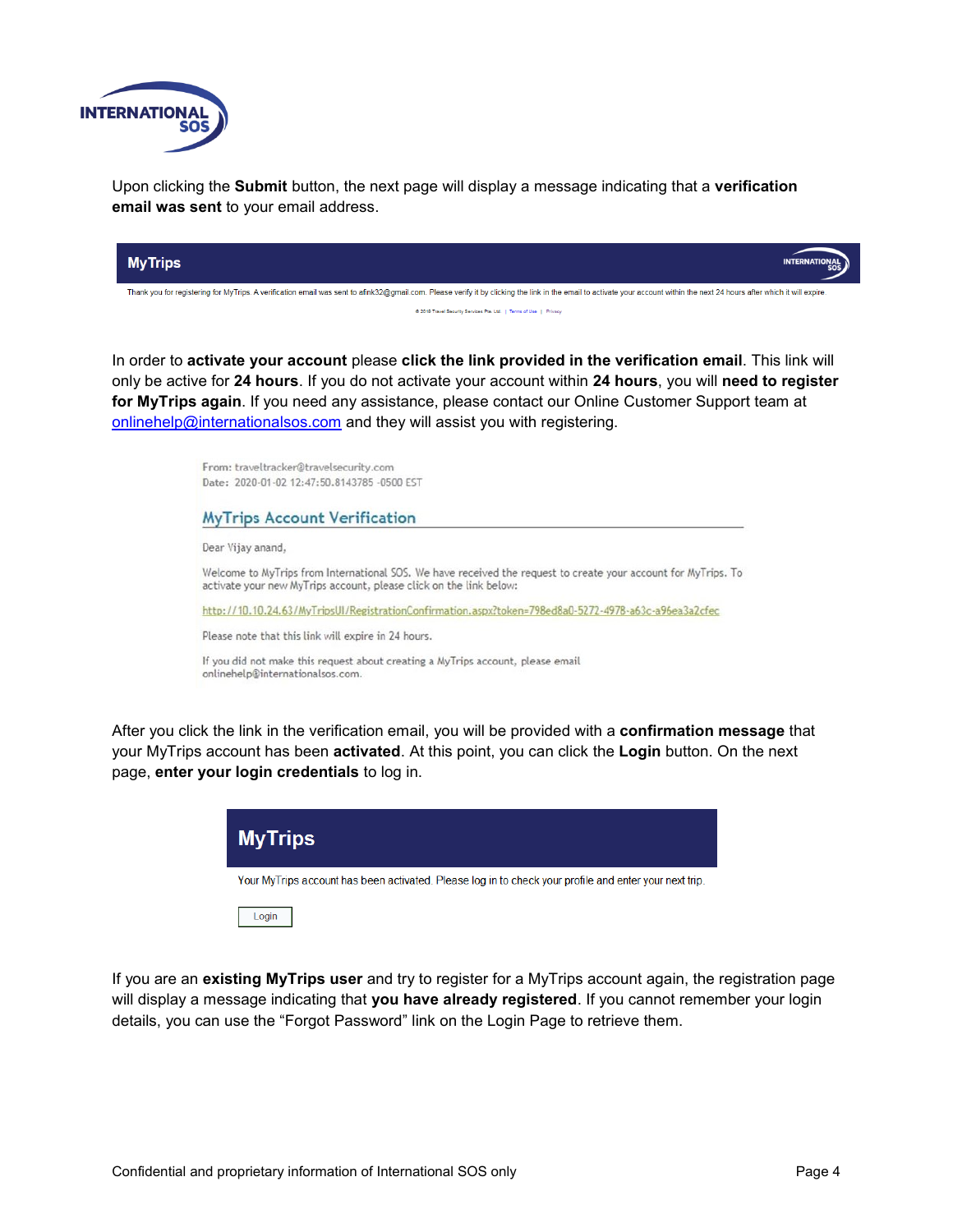Upon clicking the **Submit** button, the next page will display a message indicating that a **verification email was sent** to your email address.

**MyTrips**

Thank you for registering for MyTrips. A verification email was sent to afink32@gmail.com. Please verify it by clicking the link in the email to activate your account within the next 24 hours after which it will expire.

© 2019 Travel Security Services Pte Ltd | Terms of Use | Privacy

In order to **activate your account** please **click the link provided in the verification email**. This link will only be active for **24 hours**. If you do not activate your account within **24 hours**, you will **need to register for MyTrips again**. If you need any assistance, please contact our Online Customer Support team at onlinehelp@internationalsos.com and they will assist you with registering.

From: traveltracker@travelsecurity.com
Date: 2020-01-02 12:47:50.8143785 -0500 EST

## MyTrips Account Verification

Dear Vijay anand,

Welcome to MyTrips from International SOS. We have received the request to create your account for MyTrips. To activate your new MyTrips account, please click on the link below:

http://10.10.24.63/MyTripsUI/RegistrationConfirmation.aspx?token=798ed8a0-5272-4978-a63c-a96ea3a2cfec

Please note that this link will expire in 24 hours.

If you did not make this request about creating a MyTrips account, please email onlinehelp@internationalsos.com.

After you click the link in the verification email, you will be provided with a **confirmation message** that your MyTrips account has been **activated**. At this point, you can click the **Login** button. On the next page, **enter your login credentials** to log in.

**MyTrips**

Your MyTrips account has been activated. Please log in to check your profile and enter your next trip.

Login

If you are an **existing MyTrips user** and try to register for a MyTrips account again, the registration page will display a message indicating that **you have already registered**. If you cannot remember your login details, you can use the "Forgot Password" link on the Login Page to retrieve them.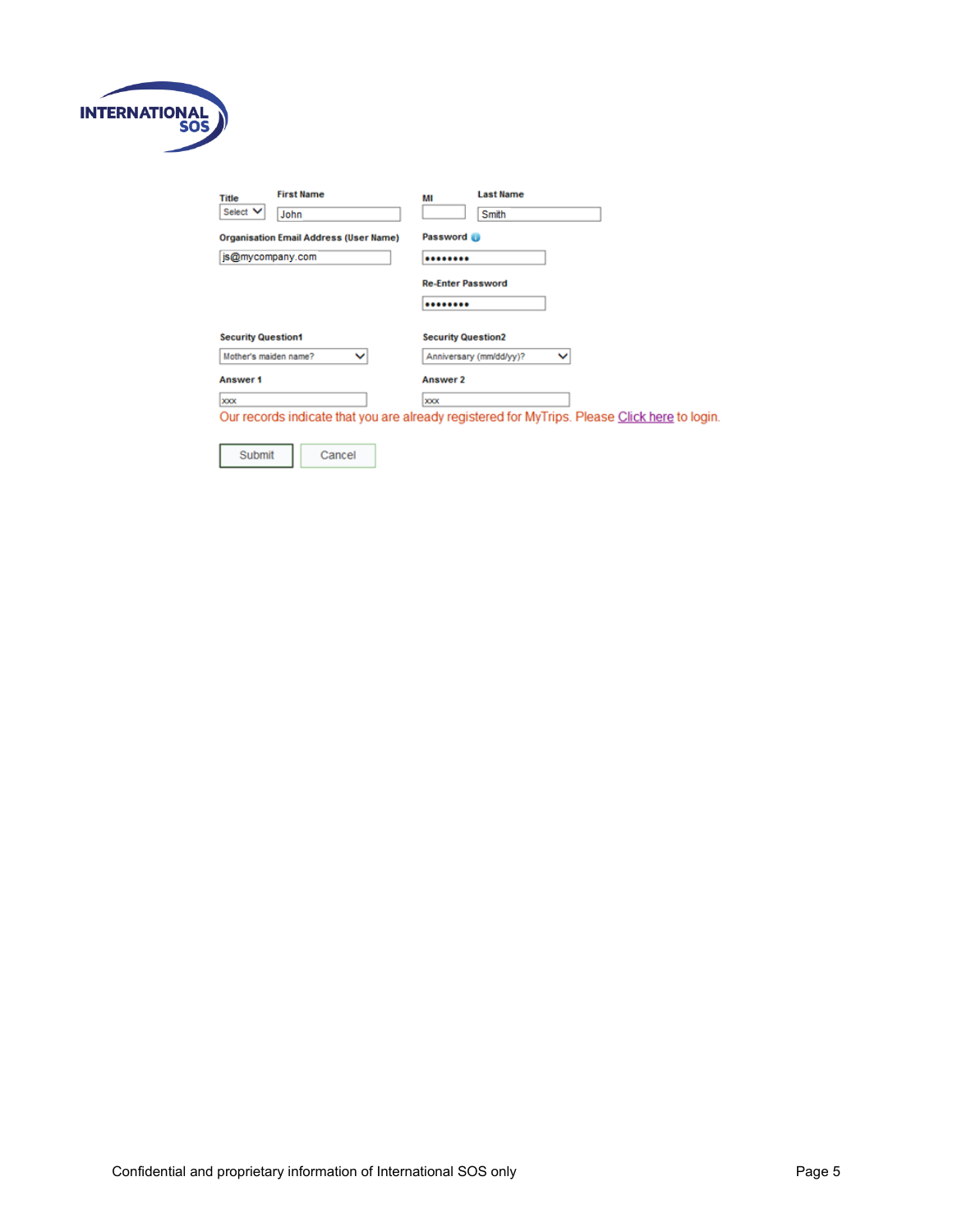INTERNATIONAL SOS

| Title | First Name | MI | Last Name |
|---|---|---|---|
| Select | John | | Smith |

**Organisation Email Address (User Name)**

js@mycompany.com

**Password**

••••••••

**Re-Enter Password**

••••••••

| Security Question1 | Security Question2 |
|---|---|
| Mother's maiden name? | Anniversary (mm/dd/yy)? |
| **Answer 1** | **Answer 2** |
| xxx | xxx |

Our records indicate that you are already registered for MyTrips. Please Click here to login.

Submit | Cancel

Confidential and proprietary information of International SOS only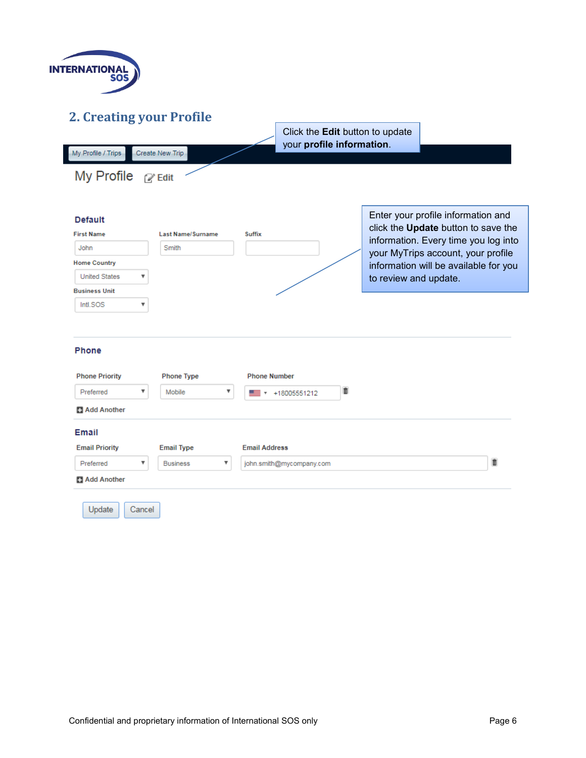## 2. Creating your Profile

Click the **Edit** button to update your **profile information**.

My Profile / Trips | Create New Trip

My Profile Edit

**Default**

First Name: John

Last Name/Surname: Smith

Suffix:

Home Country: United States

Business Unit: Intl.SOS

Enter your profile information and click the **Update** button to save the information. Every time you log into your MyTrips account, your profile information will be available for you to review and update.

**Phone**

| Phone Priority | Phone Type | Phone Number |
| --- | --- | --- |
| Preferred | Mobile | +18005551212 |

Add Another

**Email**

| Email Priority | Email Type | Email Address |
| --- | --- | --- |
| Preferred | Business | john.smith@mycompany.com |

Add Another

Update | Cancel

Confidential and proprietary information of International SOS only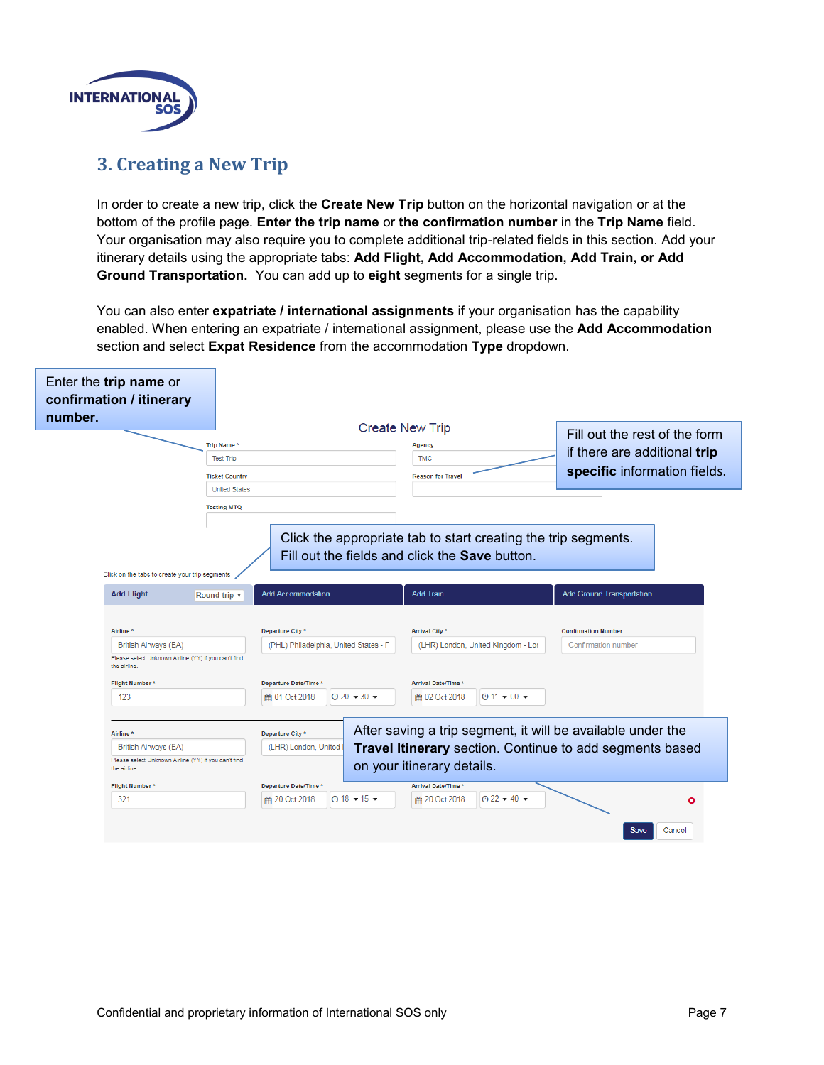## 3. Creating a New Trip

In order to create a new trip, click the **Create New Trip** button on the horizontal navigation or at the bottom of the profile page. **Enter the trip name** or **the confirmation number** in the **Trip Name** field. Your organisation may also require you to complete additional trip-related fields in this section. Add your itinerary details using the appropriate tabs: **Add Flight, Add Accommodation, Add Train, or Add Ground Transportation.** You can add up to **eight** segments for a single trip.

You can also enter **expatriate / international assignments** if your organisation has the capability enabled. When entering an expatriate / international assignment, please use the **Add Accommodation** section and select **Expat Residence** from the accommodation **Type** dropdown.

Enter the **trip name** or **confirmation / itinerary number.**

Fill out the rest of the form if there are additional **trip specific** information fields.

Click the appropriate tab to start creating the trip segments. Fill out the fields and click the **Save** button.

After saving a trip segment, it will be available under the **Travel Itinerary** section. Continue to add segments based on your itinerary details.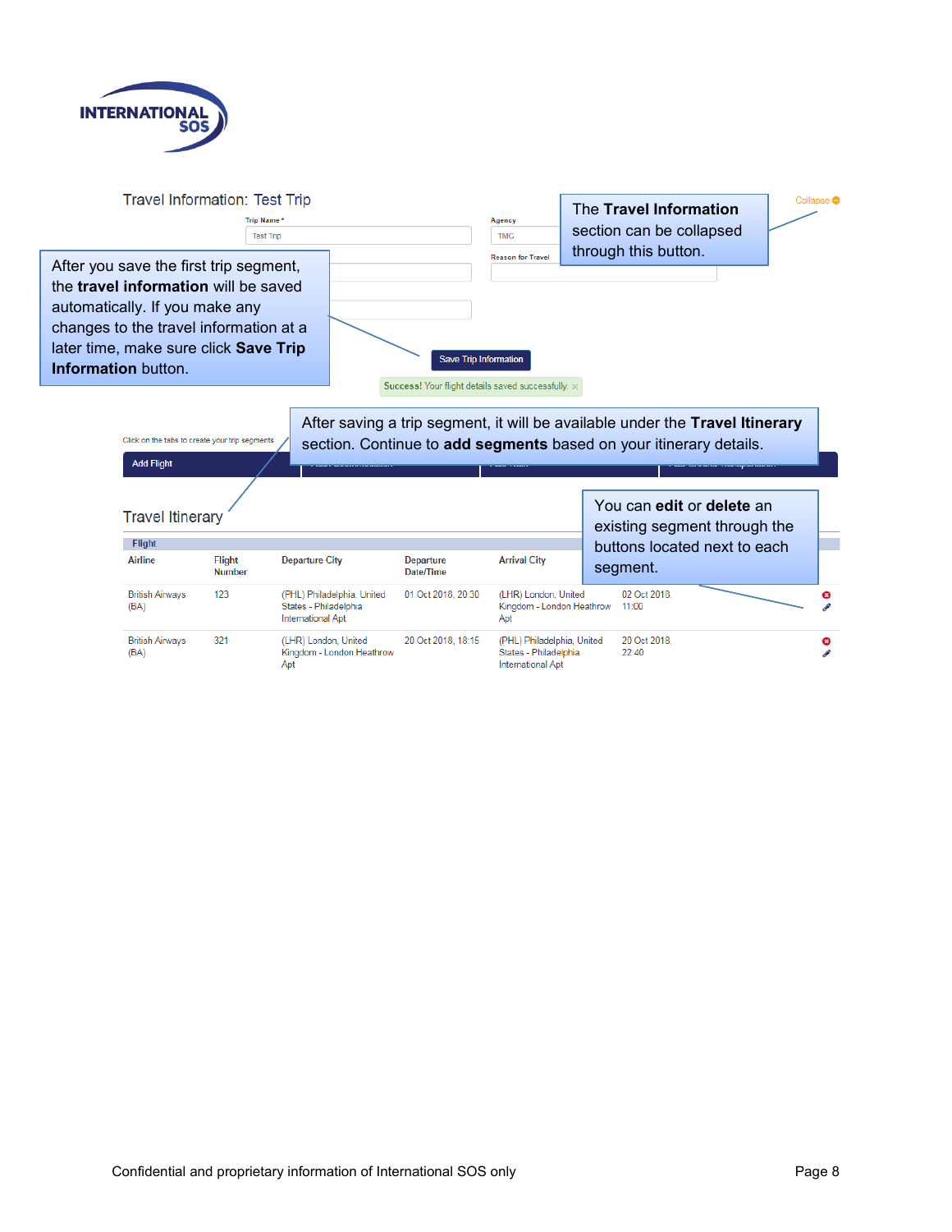Travel Information: Test Trip

Trip Name *

Test Trip

Agency

TMC

Reason for Travel

The **Travel Information** section can be collapsed through this button.

Collapse

After you save the first trip segment, the **travel information** will be saved automatically. If you make any changes to the travel information at a later time, make sure click **Save Trip Information** button.

Save Trip Information

Success! Your flight details saved successfully.

After saving a trip segment, it will be available under the **Travel Itinerary** section. Continue to **add segments** based on your itinerary details.

Click on the tabs to create your trip segments

Add Flight

Travel Itinerary

You can **edit** or **delete** an existing segment through the buttons located next to each segment.

Flight

| Airline | Flight Number | Departure City | Departure Date/Time | Arrival City | |
|---|---|---|---|---|---|
| British Airways (BA) | 123 | (PHL) Philadelphia, United States - Philadelphia International Apt | 01 Oct 2018, 20:30 | (LHR) London, United Kingdom - London Heathrow Apt | 02 Oct 2018, 11:00 |
| British Airways (BA) | 321 | (LHR) London, United Kingdom - London Heathrow Apt | 20 Oct 2018, 18:15 | (PHL) Philadelphia, United States - Philadelphia International Apt | 20 Oct 2018, 22:40 |

Confidential and proprietary information of International SOS only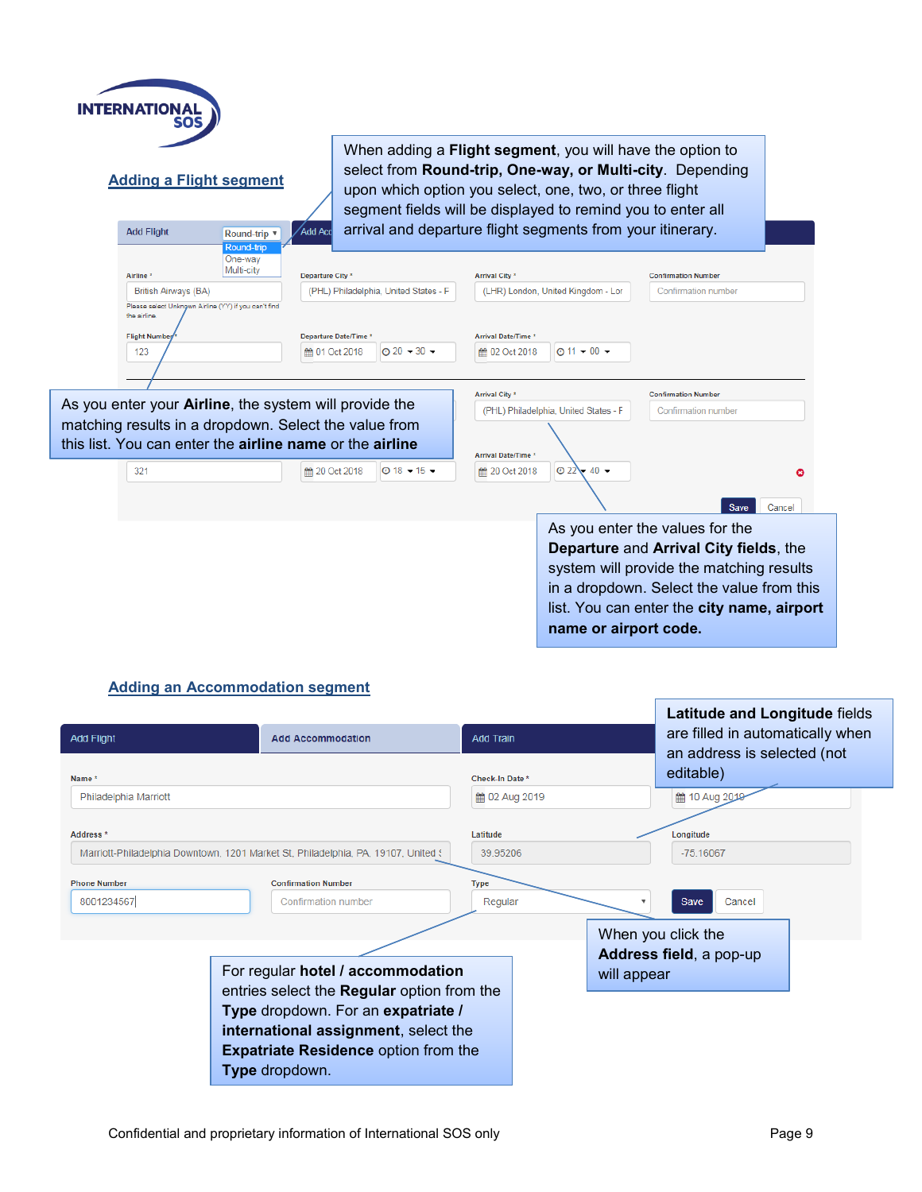## Adding a Flight segment

When adding a **Flight segment**, you will have the option to select from **Round-trip, One-way, or Multi-city**. Depending upon which option you select, one, two, or three flight segment fields will be displayed to remind you to enter all arrival and departure flight segments from your itinerary.

Add Flight | Round-trip | Round-trip | One-way | Multi-city | Add Acc

Airline * | British Airways (BA) | Please select Unknown Airline (YY) if you can't find the airline

Departure City * | (PHL) Philadelphia, United States - F

Arrival City * | (LHR) London, United Kingdom - Lor

Confirmation Number | Confirmation number

Flight Number * | 123

Departure Date/Time * | 01 Oct 2018 | 20 | 30

Arrival Date/Time * | 02 Oct 2018 | 11 | 00

Arrival City * | (PHL) Philadelphia, United States - F

Confirmation Number | Confirmation number

Arrival Date/Time *

321 | 20 Oct 2018 | 18 | 15 | 20 Oct 2018 | 22 | 40

Save | Cancel

As you enter your **Airline**, the system will provide the matching results in a dropdown. Select the value from this list. You can enter the **airline name** or the **airline**

As you enter the values for the **Departure** and **Arrival City fields**, the system will provide the matching results in a dropdown. Select the value from this list. You can enter the **city name, airport name or airport code.**

## Adding an Accommodation segment

Add Flight | Add Accommodation | Add Train

Name * | Philadelphia Marriott

Check-In Date * | 02 Aug 2019 | 10 Aug 2019

Address * | Marriott-Philadelphia Downtown, 1201 Market St, Philadelphia, PA, 19107, United S

Latitude | 39.95206

Longitude | -75.16067

Phone Number | 8001234567

Confirmation Number | Confirmation number

Type | Regular

Save | Cancel

**Latitude and Longitude** fields are filled in automatically when an address is selected (not editable)

When you click the **Address field**, a pop-up will appear

For regular **hotel / accommodation** entries select the **Regular** option from the **Type** dropdown. For an **expatriate / international assignment**, select the **Expatriate Residence** option from the **Type** dropdown.

Confidential and proprietary information of International SOS only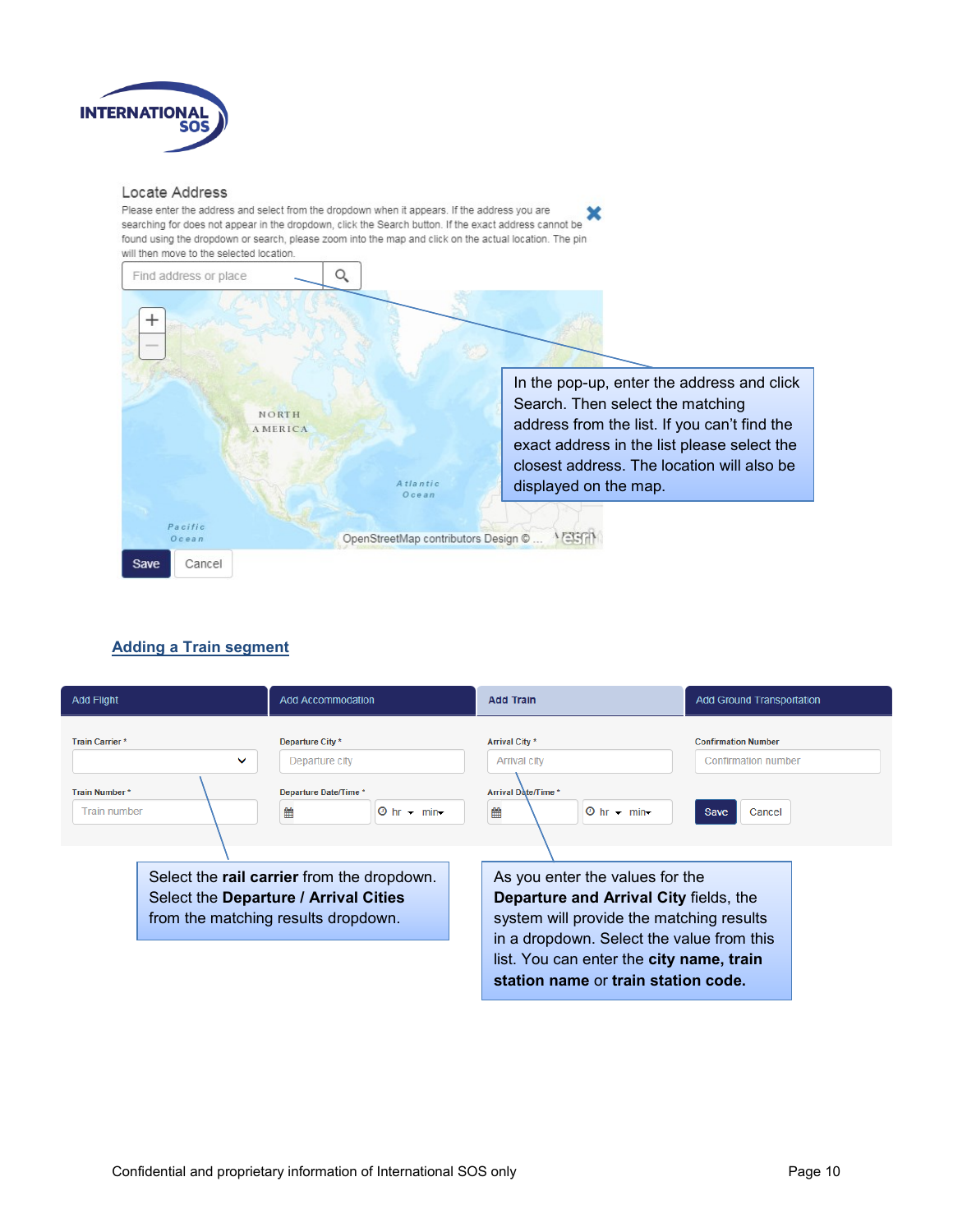Locate Address

Please enter the address and select from the dropdown when it appears. If the address you are searching for does not appear in the dropdown, click the Search button. If the exact address cannot be found using the dropdown or search, please zoom into the map and click on the actual location. The pin will then move to the selected location.

Find address or place

NORTH AMERICA

Atlantic Ocean

Pacific Ocean

OpenStreetMap contributors Design © ...

Save | Cancel

In the pop-up, enter the address and click Search. Then select the matching address from the list. If you can't find the exact address in the list please select the closest address. The location will also be displayed on the map.

## Adding a Train segment

Add Flight | Add Accommodation | Add Train | Add Ground Transportation

Train Carrier *

Train Number *

Train number

Departure City *

Departure city

Departure Date/Time *

hr min

Arrival City *

Arrival city

Arrival Date/Time *

hr min

Confirmation Number

Confirmation number

Save | Cancel

Select the **rail carrier** from the dropdown. Select the **Departure / Arrival Cities** from the matching results dropdown.

As you enter the values for the **Departure and Arrival City** fields, the system will provide the matching results in a dropdown. Select the value from this list. You can enter the **city name, train station name** or **train station code.**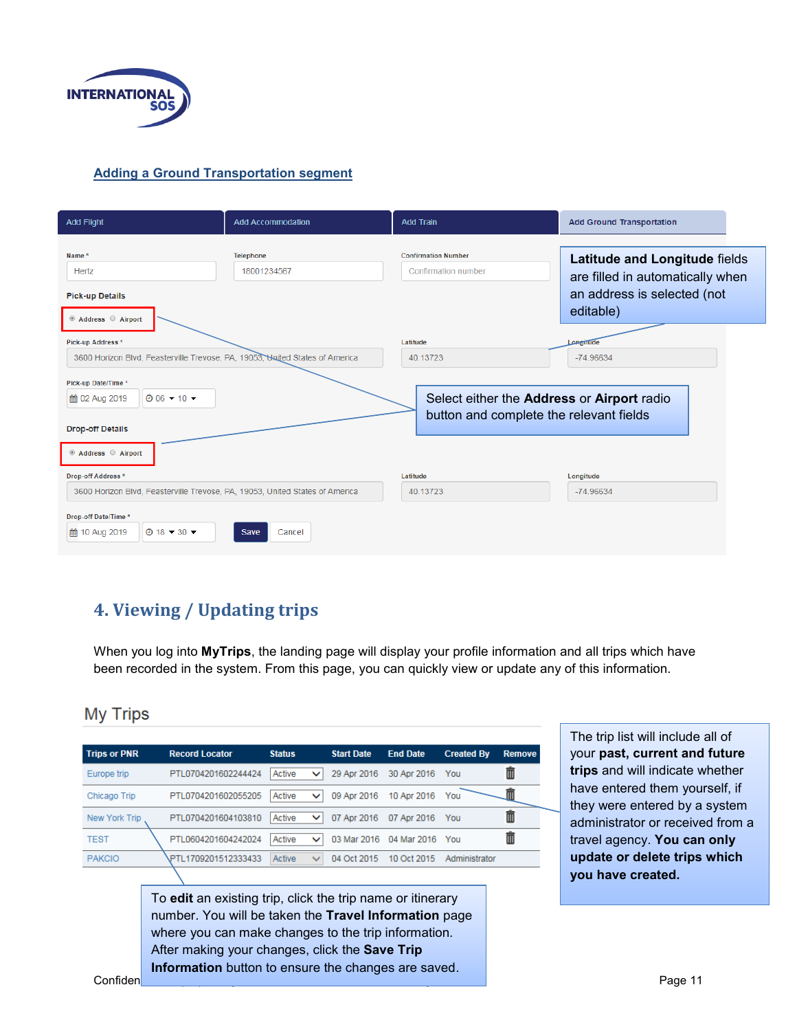## Adding a Ground Transportation segment

Add Flight | Add Accommodation | Add Train | Add Ground Transportation

Name * : Hertz
Telephone: 18001234567
Confirmation Number: Confirmation number

**Pick-up Details**

Address / Airport

Pick-up Address *: 3600 Horizon Blvd, Feasterville Trevose, PA, 19053, United States of America
Latitude: 40.13723
Longitude: -74.96634

Pick-up Date/Time *: 02 Aug 2019, 06 : 10

**Drop-off Details**

Address / Airport

Drop-off Address *: 3600 Horizon Blvd, Feasterville Trevose, PA, 19053, United States of America
Latitude: 40.13723
Longitude: -74.96634

Drop-off Date/Time *: 10 Aug 2019, 18 : 30

Save | Cancel

**Latitude and Longitude** fields are filled in automatically when an address is selected (not editable)

Select either the **Address** or **Airport** radio button and complete the relevant fields

# 4. Viewing / Updating trips

When you log into **MyTrips**, the landing page will display your profile information and all trips which have been recorded in the system. From this page, you can quickly view or update any of this information.

## My Trips

| Trips or PNR | Record Locator | Status | Start Date | End Date | Created By | Remove |
|---|---|---|---|---|---|---|
| Europe trip | PTL0704201602244424 | Active | 29 Apr 2016 | 30 Apr 2016 | You | 🗑 |
| Chicago Trip | PTL0704201602055205 | Active | 09 Apr 2016 | 10 Apr 2016 | You | 🗑 |
| New York Trip | PTL0704201604103810 | Active | 07 Apr 2016 | 07 Apr 2016 | You | 🗑 |
| TEST | PTL0604201604242024 | Active | 03 Mar 2016 | 04 Mar 2016 | You | 🗑 |
| PAKCIO | PTL1709201512333433 | Active | 04 Oct 2015 | 10 Oct 2015 | Administrator | |

The trip list will include all of your **past, current and future trips** and will indicate whether have entered them yourself, if they were entered by a system administrator or received from a travel agency. **You can only update or delete trips which you have created.**

To **edit** an existing trip, click the trip name or itinerary number. You will be taken the **Travel Information** page where you can make changes to the trip information. After making your changes, click the **Save Trip Information** button to ensure the changes are saved.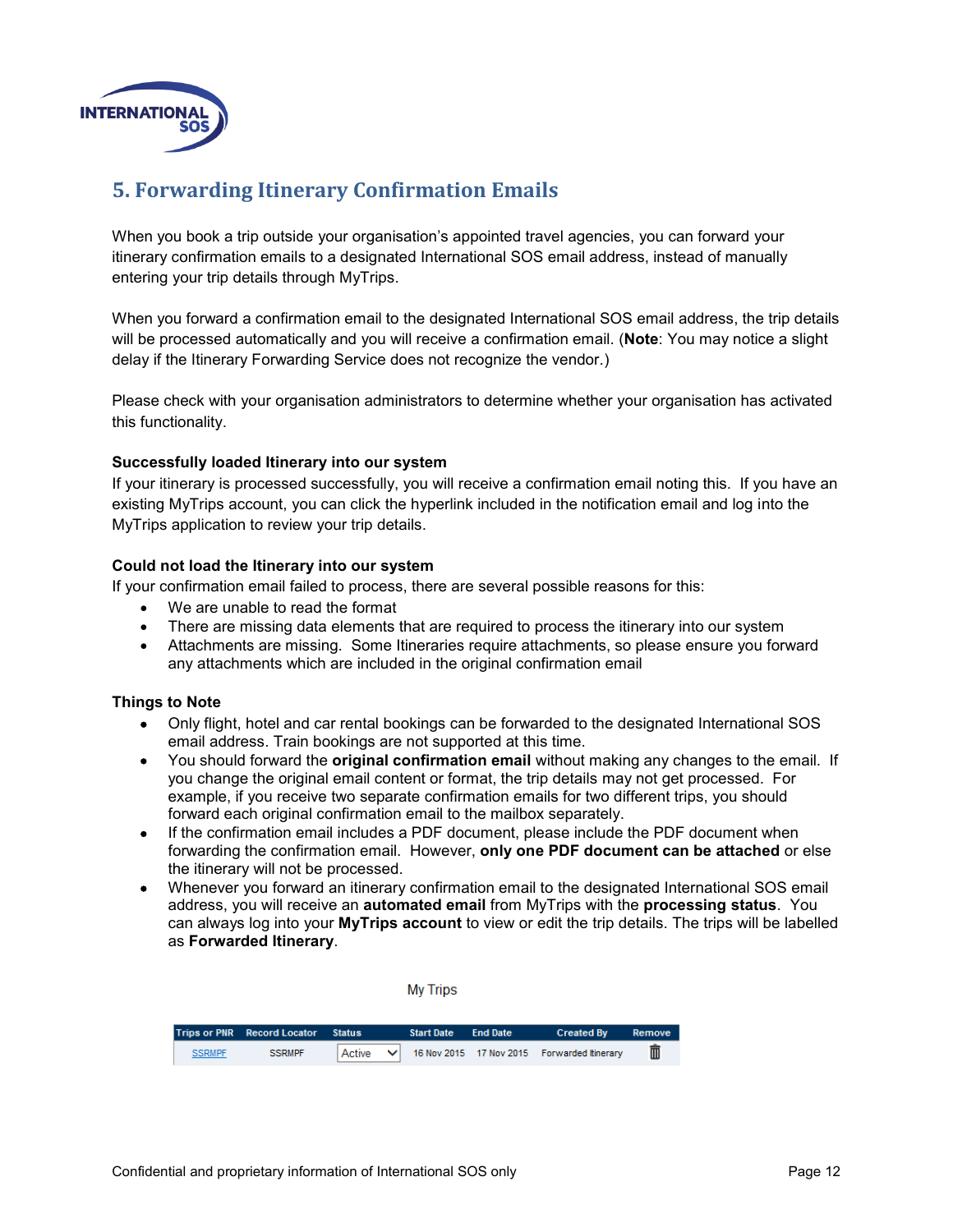## 5. Forwarding Itinerary Confirmation Emails

When you book a trip outside your organisation's appointed travel agencies, you can forward your itinerary confirmation emails to a designated International SOS email address, instead of manually entering your trip details through MyTrips.

When you forward a confirmation email to the designated International SOS email address, the trip details will be processed automatically and you will receive a confirmation email. (**Note**: You may notice a slight delay if the Itinerary Forwarding Service does not recognize the vendor.)

Please check with your organisation administrators to determine whether your organisation has activated this functionality.

**Successfully loaded Itinerary into our system**

If your itinerary is processed successfully, you will receive a confirmation email noting this. If you have an existing MyTrips account, you can click the hyperlink included in the notification email and log into the MyTrips application to review your trip details.

**Could not load the Itinerary into our system**

If your confirmation email failed to process, there are several possible reasons for this:

- We are unable to read the format
- There are missing data elements that are required to process the itinerary into our system
- Attachments are missing. Some Itineraries require attachments, so please ensure you forward any attachments which are included in the original confirmation email

**Things to Note**

- Only flight, hotel and car rental bookings can be forwarded to the designated International SOS email address. Train bookings are not supported at this time.
- You should forward the **original confirmation email** without making any changes to the email. If you change the original email content or format, the trip details may not get processed. For example, if you receive two separate confirmation emails for two different trips, you should forward each original confirmation email to the mailbox separately.
- If the confirmation email includes a PDF document, please include the PDF document when forwarding the confirmation email. However, **only one PDF document can be attached** or else the itinerary will not be processed.
- Whenever you forward an itinerary confirmation email to the designated International SOS email address, you will receive an **automated email** from MyTrips with the **processing status**. You can always log into your **MyTrips account** to view or edit the trip details. The trips will be labelled as **Forwarded Itinerary**.

My Trips

| Trips or PNR | Record Locator | Status | Start Date | End Date | Created By | Remove |
|---|---|---|---|---|---|---|
| SSRMPF | SSRMPF | Active | 16 Nov 2015 | 17 Nov 2015 | Forwarded Itinerary | |

Confidential and proprietary information of International SOS only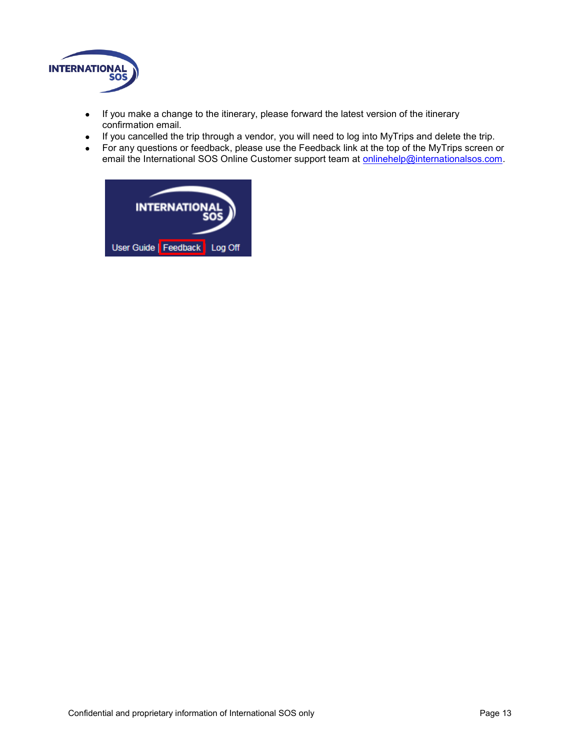- If you make a change to the itinerary, please forward the latest version of the itinerary confirmation email.
- If you cancelled the trip through a vendor, you will need to log into MyTrips and delete the trip.
- For any questions or feedback, please use the Feedback link at the top of the MyTrips screen or email the International SOS Online Customer support team at onlinehelp@internationalsos.com.

User Guide | Feedback | Log Off